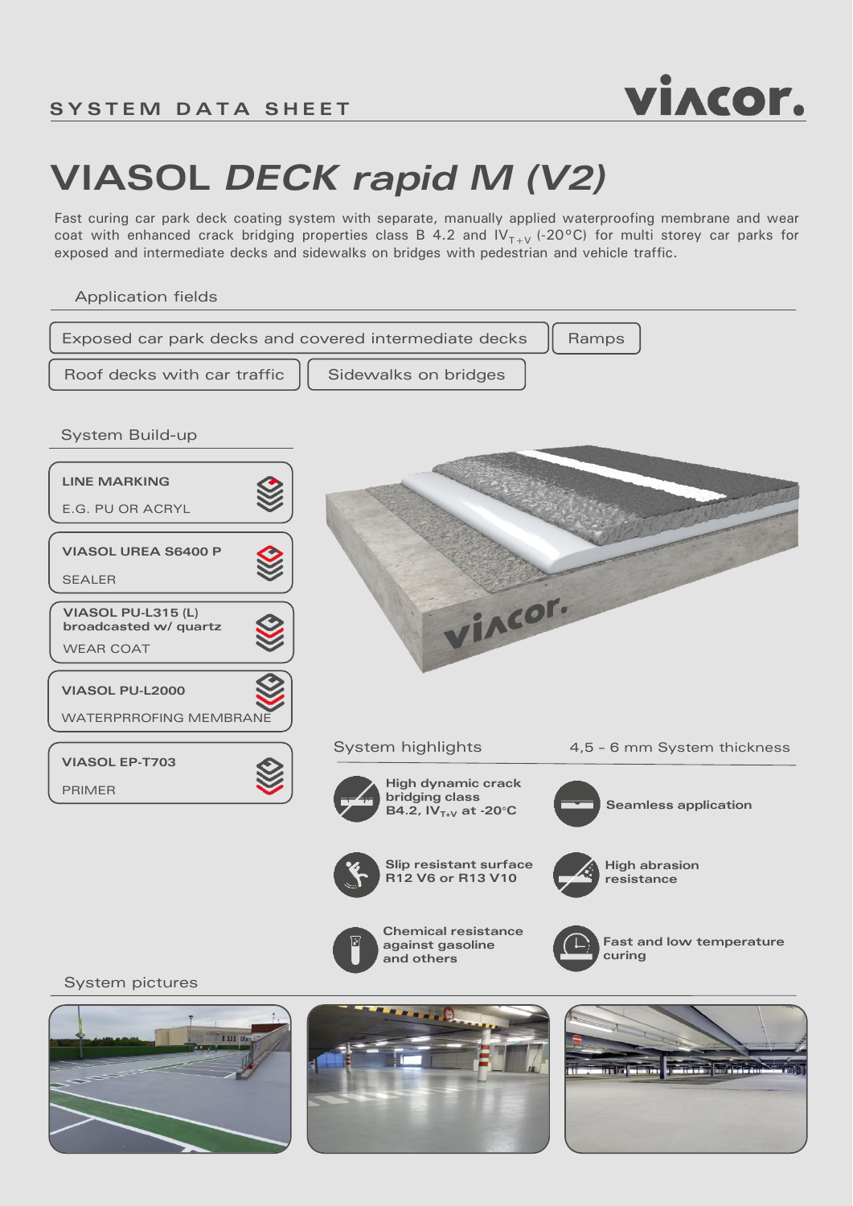# SYSTEM DATA SHEET

# VIASOL *DECK rapid M (V2)*

Fast curing car park deck coating system with separate, manually applied waterproofing membrane and wear coat with enhanced crack bridging properties class B 4.2 and $IV_{T+V}$ (-20°C) for multi storey car parks for exposed and intermediate decks and sidewalks on bridges with pedestrian and vehicle traffic.

## Application fields

- Exposed car park decks and covered intermediate decks
- Ramps
- Roof decks with car traffic
- Sidewalks on bridges

## System Build-up

**LINE MARKING**
E.G. PU OR ACRYL

**VIASOL UREA S6400 P**
SEALER

**VIASOL PU-L315 (L) broadcasted w/ quartz**
WEAR COAT

**VIASOL PU-L2000**
WATERPRROFING MEMBRANE

**VIASOL EP-T703**
PRIMER

## System highlights

4,5 - 6 mm System thickness

- **High dynamic crack bridging class B4.2, $IV_{T+V}$ at -20°C**
- **Seamless application**
- **Slip resistant surface R12 V6 or R13 V10**
- **High abrasion resistance**
- **Chemical resistance against gasoline and others**
- **Fast and low temperature curing**

## System pictures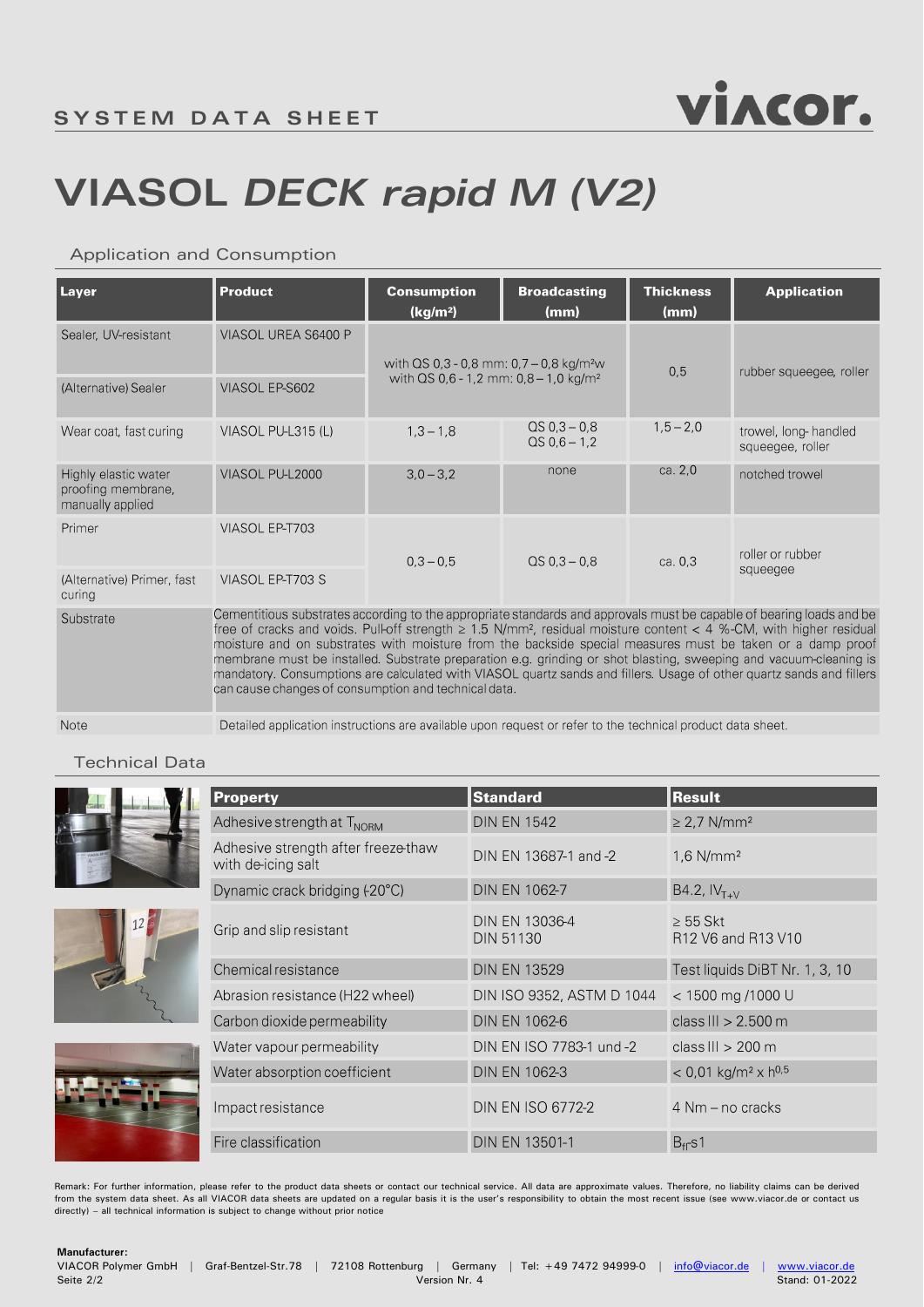## SYSTEM DATA SHEET

# VIASOL *DECK rapid M (V2)*

## Application and Consumption

| Layer | Product | Consumption (kg/m²) | Broadcasting (mm) | Thickness (mm) | Application |
|---|---|---|---|---|---|
| Sealer, UV-resistant | VIASOL UREA S6400 P | with QS 0,3 - 0,8 mm: 0,7 – 0,8 kg/m²w<br>with QS 0,6 - 1,2 mm: 0,8 – 1,0 kg/m² | | 0,5 | rubber squeegee, roller |
| (Alternative) Sealer | VIASOL EP-S602 | | | | |
| Wear coat, fast curing | VIASOL PU-L315 (L) | 1,3 – 1,8 | QS 0,3 – 0,8<br>QS 0,6 – 1,2 | 1,5 – 2,0 | trowel, long-handled squeegee, roller |
| Highly elastic water proofing membrane, manually applied | VIASOL PU-L2000 | 3,0 – 3,2 | none | ca. 2,0 | notched trowel |
| Primer | VIASOL EP-T703 | 0,3 – 0,5 | QS 0,3 – 0,8 | ca. 0,3 | roller or rubber squeegee |
| (Alternative) Primer, fast curing | VIASOL EP-T703 S | | | | |
| Substrate | Cementitious substrates according to the appropriate standards and approvals must be capable of bearing loads and be free of cracks and voids. Pull-off strength ≥ 1.5 N/mm², residual moisture content < 4 %-CM, with higher residual moisture and on substrates with moisture from the backside special measures must be taken or a damp proof membrane must be installed. Substrate preparation e.g. grinding or shot blasting, sweeping and vacuum-cleaning is mandatory. Consumptions are calculated with VIASOL quartz sands and fillers. Usage of other quartz sands and fillers can cause changes of consumption and technical data. | | | | |
| Note | Detailed application instructions are available upon request or refer to the technical product data sheet. | | | | |

## Technical Data

| Property | Standard | Result |
|---|---|---|
| Adhesive strength at $T_{NORM}$ | DIN EN 1542 | ≥ 2,7 N/mm² |
| Adhesive strength after freeze-thaw with de-icing salt | DIN EN 13687-1 and -2 | 1,6 N/mm² |
| Dynamic crack bridging (-20°C) | DIN EN 1062-7 | B4.2, $IV_{T+V}$ |
| Grip and slip resistant | DIN EN 13036-4<br>DIN 51130 | ≥ 55 Skt<br>R12 V6 and R13 V10 |
| Chemical resistance | DIN EN 13529 | Test liquids DiBT Nr. 1, 3, 10 |
| Abrasion resistance (H22 wheel) | DIN ISO 9352, ASTM D 1044 | < 1500 mg /1000 U |
| Carbon dioxide permeability | DIN EN 1062-6 | class III > 2.500 m |
| Water vapour permeability | DIN EN ISO 7783-1 und -2 | class III > 200 m |
| Water absorption coefficient | DIN EN 1062-3 | < 0,01 kg/m² x $h^{0,5}$ |
| Impact resistance | DIN EN ISO 6772-2 | 4 Nm – no cracks |
| Fire classification | DIN EN 13501-1 | $B_{fl}$-s1 |

Remark: For further information, please refer to the product data sheets or contact our technical service. All data are approximate values. Therefore, no liability claims can be derived from the system data sheet. As all VIACOR data sheets are updated on a regular basis it is the user's responsibility to obtain the most recent issue (see www.viacor.de or contact us directly) – all technical information is subject to change without prior notice

**Manufacturer:**
VIACOR Polymer GmbH | Graf-Bentzel-Str.78 | 72108 Rottenburg | Germany | Tel: +49 7472 94999-0 | info@viacor.de | www.viacor.de

Version Nr. 4 — Stand: 01-2022